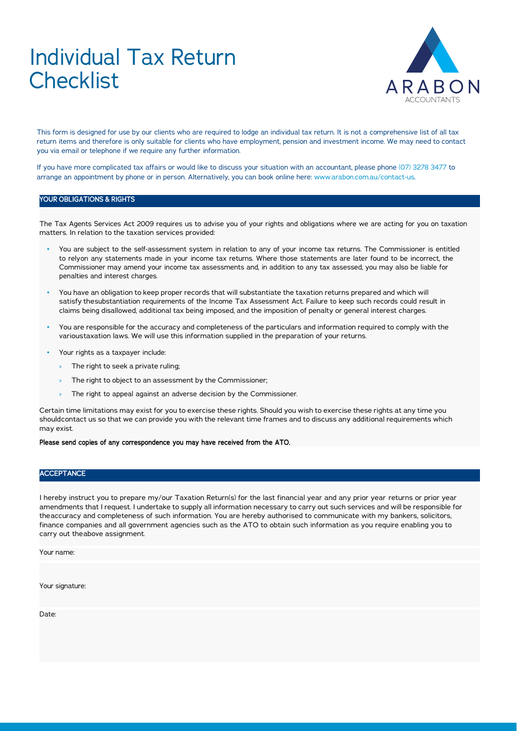# Individual Tax Return Checklist

ARABON ACCOUNTANTS

This form is designed for use by our clients who are required to lodge an individual tax return. It is not a comprehensive list of all tax return items and therefore is only suitable for clients who have employment, pension and investment income. We may need to contact you via email or telephone if we require any further information.

If you have more complicated tax affairs or would like to discuss your situation with an accountant, please phone (07) 3278 3477 to arrange an appointment by phone or in person. Alternatively, you can book online here: www.arabon.com.au/contact-us.

## YOUR OBLIGATIONS & RIGHTS

The Tax Agents Services Act 2009 requires us to advise you of your rights and obligations where we are acting for you on taxation matters. In relation to the taxation services provided:

- You are subject to the self-assessment system in relation to any of your income tax returns. The Commissioner is entitled to relyon any statements made in your income tax returns. Where those statements are later found to be incorrect, the Commissioner may amend your income tax assessments and, in addition to any tax assessed, you may also be liable for penalties and interest charges.
- You have an obligation to keep proper records that will substantiate the taxation returns prepared and which will satisfy thesubstantiation requirements of the Income Tax Assessment Act. Failure to keep such records could result in claims being disallowed, additional tax being imposed, and the imposition of penalty or general interest charges.
- You are responsible for the accuracy and completeness of the particulars and information required to comply with the varioustaxation laws. We will use this information supplied in the preparation of your returns.
- Your rights as a taxpayer include:
  - The right to seek a private ruling;
  - The right to object to an assessment by the Commissioner;
  - The right to appeal against an adverse decision by the Commissioner.

Certain time limitations may exist for you to exercise these rights. Should you wish to exercise these rights at any time you shouldcontact us so that we can provide you with the relevant time frames and to discuss any additional requirements which may exist.

**Please send copies of any correspondence you may have received from the ATO.**

## ACCEPTANCE

I hereby instruct you to prepare my/our Taxation Return(s) for the last financial year and any prior year returns or prior year amendments that I request. I undertake to supply all information necessary to carry out such services and will be responsible for theaccuracy and completeness of such information. You are hereby authorised to communicate with my bankers, solicitors, finance companies and all government agencies such as the ATO to obtain such information as you require enabling you to carry out theabove assignment.

Your name:

Your signature:

Date: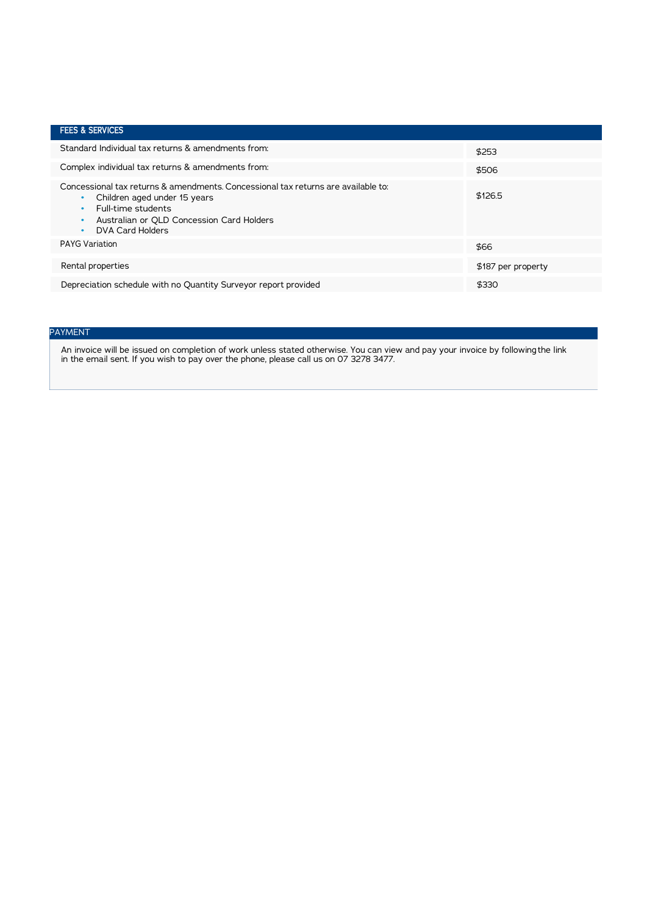| FEES & SERVICES | |
|---|---|
| Standard Individual tax returns & amendments from: | $253 |
| Complex individual tax returns & amendments from: | $506 |
| Concessional tax returns & amendments. Concessional tax returns are available to:<br>• Children aged under 15 years<br>• Full-time students<br>• Australian or QLD Concession Card Holders<br>• DVA Card Holders | $126.5 |
| PAYG Variation | $66 |
| Rental properties | $187 per property |
| Depreciation schedule with no Quantity Surveyor report provided | $330 |

## PAYMENT

An invoice will be issued on completion of work unless stated otherwise. You can view and pay your invoice by following the link in the email sent. If you wish to pay over the phone, please call us on 07 3278 3477.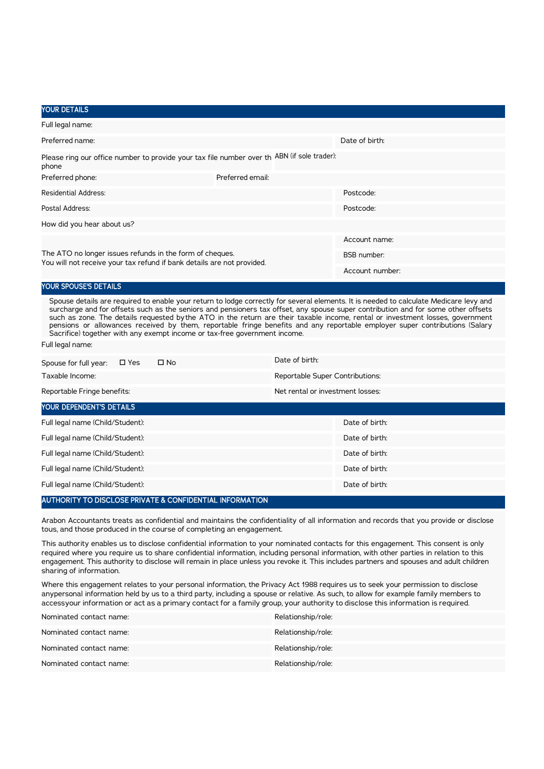## YOUR DETAILS

| Field | | Field | |
|---|---|---|---|
| Full legal name: | | | |
| Preferred name: | | Date of birth: | |
| Please ring our office number to provide your tax file number over th phone | | ABN (if sole trader): | |
| Preferred phone: | Preferred email: | | |
| Residential Address: | | Postcode: | |
| Postal Address: | | Postcode: | |
| How did you hear about us? | | | |
| The ATO no longer issues refunds in the form of cheques. You will not receive your tax refund if bank details are not provided. | | Account name: | |
| | | BSB number: | |
| | | Account number: | |

## YOUR SPOUSE'S DETAILS

Spouse details are required to enable your return to lodge correctly for several elements. It is needed to calculate Medicare levy and surcharge and for offsets such as the seniors and pensioners tax offset, any spouse super contribution and for some other offsets such as zone. The details requested by the ATO in the return are their taxable income, rental or investment losses, government pensions or allowances received by them, reportable fringe benefits and any reportable employer super contributions (Salary Sacrifice) together with any exempt income or tax-free government income.

| Field | | Field | |
|---|---|---|---|
| Full legal name: | | | |
| Spouse for full year: ☐ Yes ☐ No | | Date of birth: | |
| Taxable Income: | | Reportable Super Contributions: | |
| Reportable Fringe benefits: | | Net rental or investment losses: | |

## YOUR DEPENDENT'S DETAILS

| Field | | Field | |
|---|---|---|---|
| Full legal name (Child/Student): | | Date of birth: | |
| Full legal name (Child/Student): | | Date of birth: | |
| Full legal name (Child/Student): | | Date of birth: | |
| Full legal name (Child/Student): | | Date of birth: | |
| Full legal name (Child/Student): | | Date of birth: | |

## AUTHORITY TO DISCLOSE PRIVATE & CONFIDENTIAL INFORMATION

Arabon Accountants treats as confidential and maintains the confidentiality of all information and records that you provide or disclose tous, and those produced in the course of completing an engagement.

This authority enables us to disclose confidential information to your nominated contacts for this engagement. This consent is only required where you require us to share confidential information, including personal information, with other parties in relation to this engagement. This authority to disclose will remain in place unless you revoke it. This includes partners and spouses and adult children sharing of information.

Where this engagement relates to your personal information, the Privacy Act 1988 requires us to seek your permission to disclose anypersonal information held by us to a third party, including a spouse or relative. As such, to allow for example family members to accessyour information or act as a primary contact for a family group, your authority to disclose this information is required.

| Field | | Field | |
|---|---|---|---|
| Nominated contact name: | | Relationship/role: | |
| Nominated contact name: | | Relationship/role: | |
| Nominated contact name: | | Relationship/role: | |
| Nominated contact name: | | Relationship/role: | |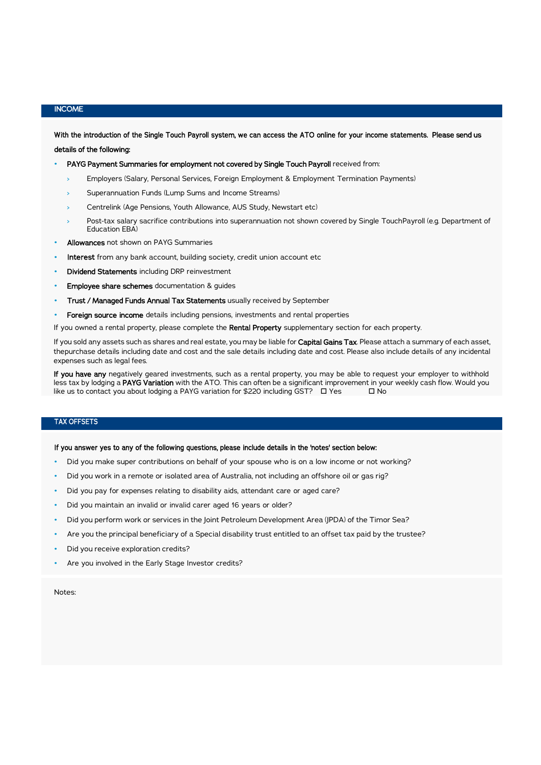## INCOME

**With the introduction of the Single Touch Payroll system, we can access the ATO online for your income statements. Please send us details of the following:**

- **PAYG Payment Summaries for employment not covered by Single Touch Payroll** received from:
  - Employers (Salary, Personal Services, Foreign Employment & Employment Termination Payments)
  - Superannuation Funds (Lump Sums and Income Streams)
  - Centrelink (Age Pensions, Youth Allowance, AUS Study, Newstart etc)
  - Post-tax salary sacrifice contributions into superannuation not shown covered by Single TouchPayroll (e.g. Department of Education EBA)
- **Allowances** not shown on PAYG Summaries
- **Interest** from any bank account, building society, credit union account etc
- **Dividend Statements** including DRP reinvestment
- **Employee share schemes** documentation & guides
- **Trust / Managed Funds Annual Tax Statements** usually received by September
- **Foreign source income** details including pensions, investments and rental properties

If you owned a rental property, please complete the **Rental Property** supplementary section for each property.

If you sold any assets such as shares and real estate, you may be liable for **Capital Gains Tax**. Please attach a summary of each asset, thepurchase details including date and cost and the sale details including date and cost. Please also include details of any incidental expenses such as legal fees.

**If you have any** negatively geared investments, such as a rental property, you may be able to request your employer to withhold less tax by lodging a **PAYG Variation** with the ATO. This can often be a significant improvement in your weekly cash flow. Would you like us to contact you about lodging a PAYG variation for $220 including GST? ☐ Yes ☐ No

## TAX OFFSETS

**If you answer yes to any of the following questions, please include details in the 'notes' section below:**

- Did you make super contributions on behalf of your spouse who is on a low income or not working?
- Did you work in a remote or isolated area of Australia, not including an offshore oil or gas rig?
- Did you pay for expenses relating to disability aids, attendant care or aged care?
- Did you maintain an invalid or invalid carer aged 16 years or older?
- Did you perform work or services in the Joint Petroleum Development Area (JPDA) of the Timor Sea?
- Are you the principal beneficiary of a Special disability trust entitled to an offset tax paid by the trustee?
- Did you receive exploration credits?
- Are you involved in the Early Stage Investor credits?

Notes: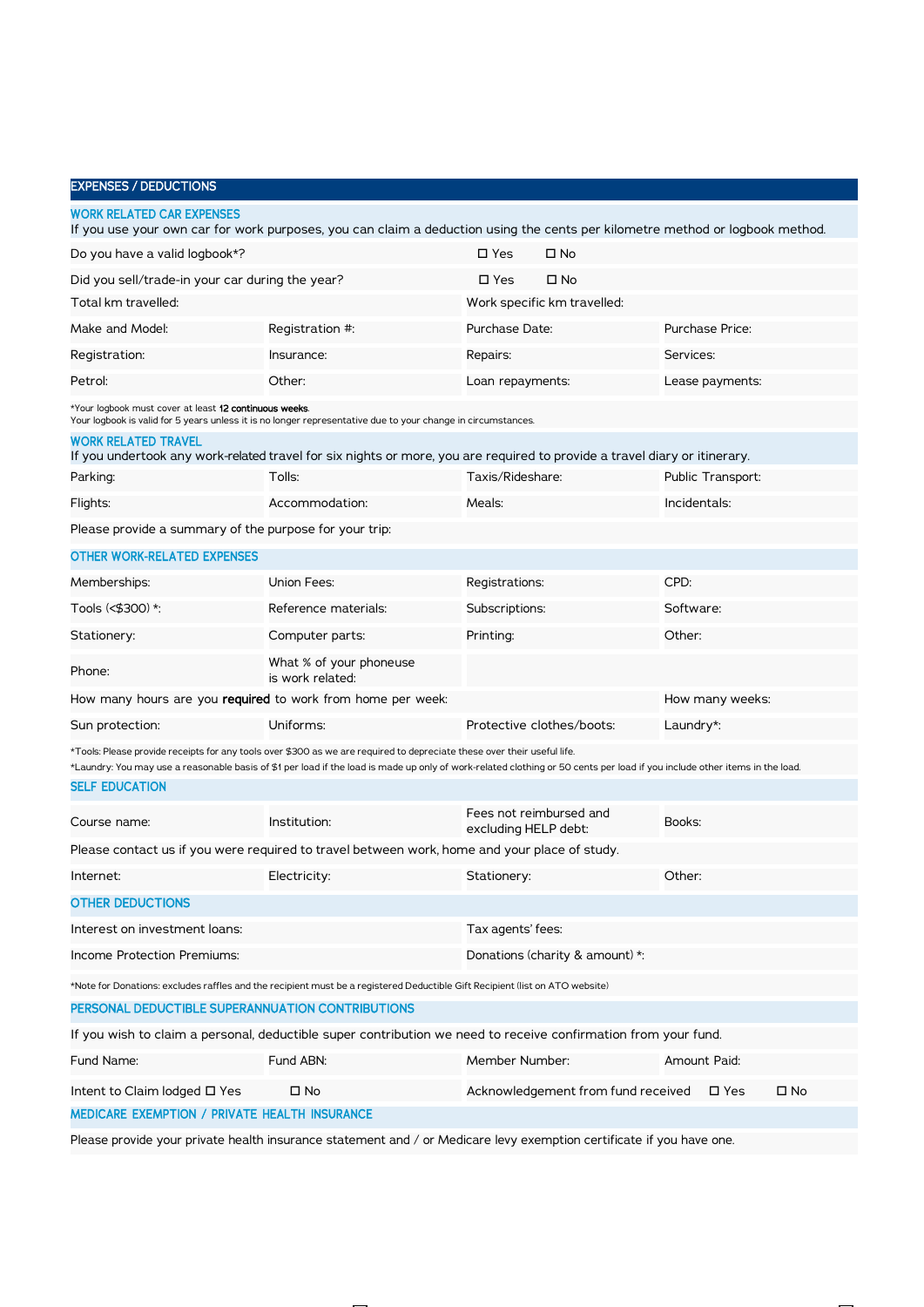## EXPENSES / DEDUCTIONS

### WORK RELATED CAR EXPENSES

If you use your own car for work purposes, you can claim a deduction using the cents per kilometre method or logbook method.

| | | | |
|---|---|---|---|
| Do you have a valid logbook*? | | ☐ Yes ☐ No | |
| Did you sell/trade-in your car during the year? | | ☐ Yes ☐ No | |
| Total km travelled: | | Work specific km travelled: | |
| Make and Model: | Registration #: | Purchase Date: | Purchase Price: |
| Registration: | Insurance: | Repairs: | Services: |
| Petrol: | Other: | Loan repayments: | Lease payments: |

*Your logbook must cover at least **12 continuous weeks**.
Your logbook is valid for 5 years unless it is no longer representative due to your change in circumstances.

### WORK RELATED TRAVEL

If you undertook any work-related travel for six nights or more, you are required to provide a travel diary or itinerary.

| | | | |
|---|---|---|---|
| Parking: | Tolls: | Taxis/Rideshare: | Public Transport: |
| Flights: | Accommodation: | Meals: | Incidentals: |
| Please provide a summary of the purpose for your trip: | | | |

### OTHER WORK-RELATED EXPENSES

| | | | |
|---|---|---|---|
| Memberships: | Union Fees: | Registrations: | CPD: |
| Tools (<$300) *: | Reference materials: | Subscriptions: | Software: |
| Stationery: | Computer parts: | Printing: | Other: |
| Phone: | What % of your phoneuse is work related: | | |
| How many hours are you **required** to work from home per week: | | | How many weeks: |
| Sun protection: | Uniforms: | Protective clothes/boots: | Laundry*: |

*Tools: Please provide receipts for any tools over $300 as we are required to depreciate these over their useful life.
*Laundry: You may use a reasonable basis of $1 per load if the load is made up only of work-related clothing or 50 cents per load if you include other items in the load.

### SELF EDUCATION

| | | | |
|---|---|---|---|
| Course name: | Institution: | Fees not reimbursed and excluding HELP debt: | Books: |
| Please contact us if you were required to travel between work, home and your place of study. | | | |
| Internet: | Electricity: | Stationery: | Other: |

### OTHER DEDUCTIONS

| | |
|---|---|
| Interest on investment loans: | Tax agents' fees: |
| Income Protection Premiums: | Donations (charity & amount) *: |

*Note for Donations: excludes raffles and the recipient must be a registered Deductible Gift Recipient (list on ATO website)

### PERSONAL DEDUCTIBLE SUPERANNUATION CONTRIBUTIONS

If you wish to claim a personal, deductible super contribution we need to receive confirmation from your fund.

| | | | |
|---|---|---|---|
| Fund Name: | Fund ABN: | Member Number: | Amount Paid: |
| Intent to Claim lodged ☐ Yes | ☐ No | Acknowledgement from fund received | ☐ Yes ☐ No |

### MEDICARE EXEMPTION / PRIVATE HEALTH INSURANCE

Please provide your private health insurance statement and / or Medicare levy exemption certificate if you have one.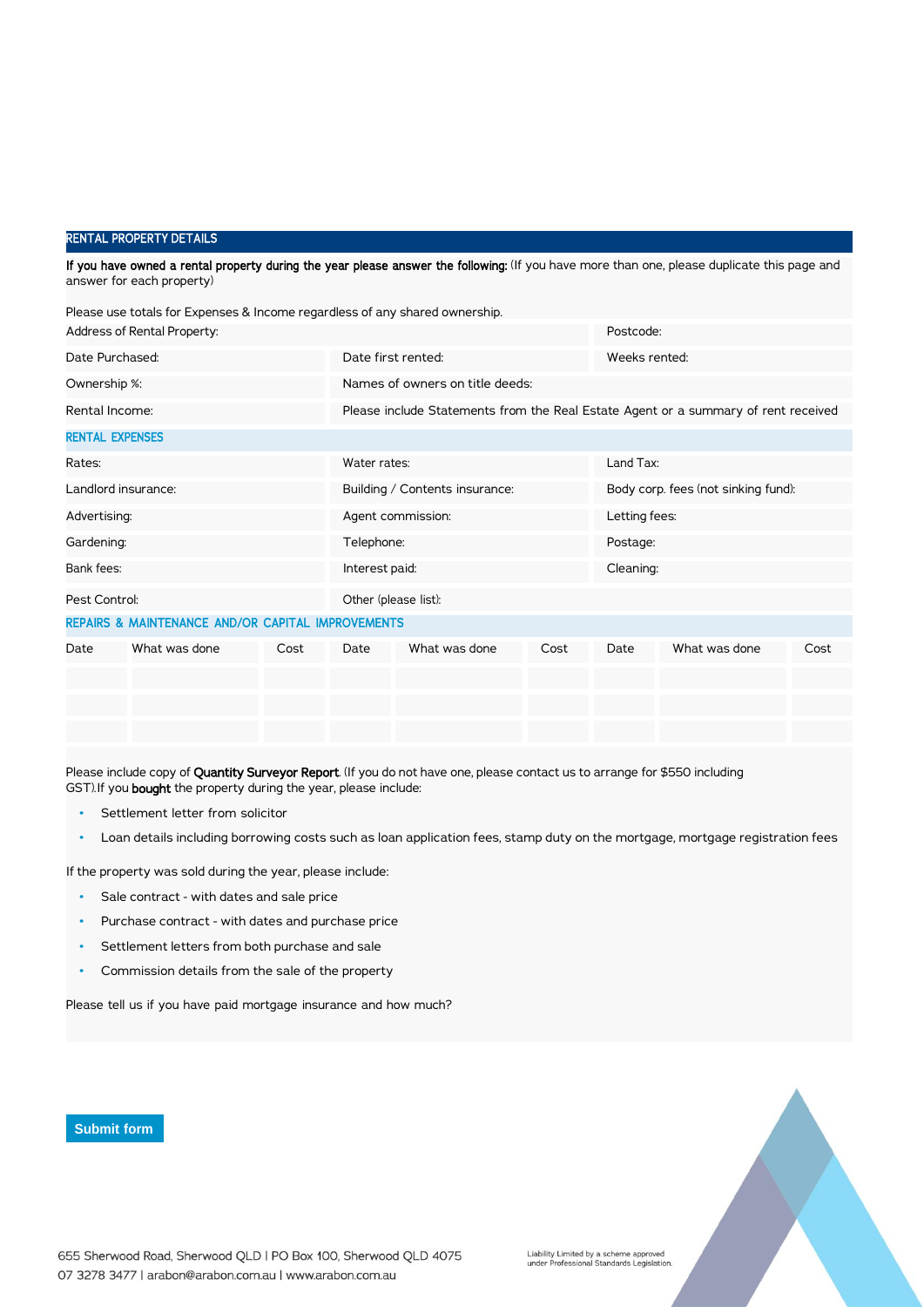## RENTAL PROPERTY DETAILS

**If you have owned a rental property during the year please answer the following:** (If you have more than one, please duplicate this page and answer for each property)

Please use totals for Expenses & Income regardless of any shared ownership.

| | | |
|---|---|---|
| Address of Rental Property: | | Postcode: |
| Date Purchased: | Date first rented: | Weeks rented: |
| Ownership %: | Names of owners on title deeds: | |
| Rental Income: | Please include Statements from the Real Estate Agent or a summary of rent received | |

### RENTAL EXPENSES

| | | |
|---|---|---|
| Rates: | Water rates: | Land Tax: |
| Landlord insurance: | Building / Contents insurance: | Body corp. fees (not sinking fund): |
| Advertising: | Agent commission: | Letting fees: |
| Gardening: | Telephone: | Postage: |
| Bank fees: | Interest paid: | Cleaning: |
| Pest Control: | Other (please list): | |

### REPAIRS & MAINTENANCE AND/OR CAPITAL IMPROVEMENTS

| Date | What was done | Cost | Date | What was done | Cost | Date | What was done | Cost |
|---|---|---|---|---|---|---|---|---|
| | | | | | | | | |
| | | | | | | | | |
| | | | | | | | | |

Please include copy of **Quantity Surveyor Report**. (If you do not have one, please contact us to arrange for $550 including GST).If you **bought** the property during the year, please include:

- Settlement letter from solicitor
- Loan details including borrowing costs such as loan application fees, stamp duty on the mortgage, mortgage registration fees

If the property was sold during the year, please include:

- Sale contract - with dates and sale price
- Purchase contract - with dates and purchase price
- Settlement letters from both purchase and sale
- Commission details from the sale of the property

Please tell us if you have paid mortgage insurance and how much?

**Submit form**

655 Sherwood Road, Sherwood QLD | PO Box 100, Sherwood QLD 4075
07 3278 3477 | arabon@arabon.com.au | www.arabon.com.au

Liability Limited by a scheme approved under Professional Standards Legislation.